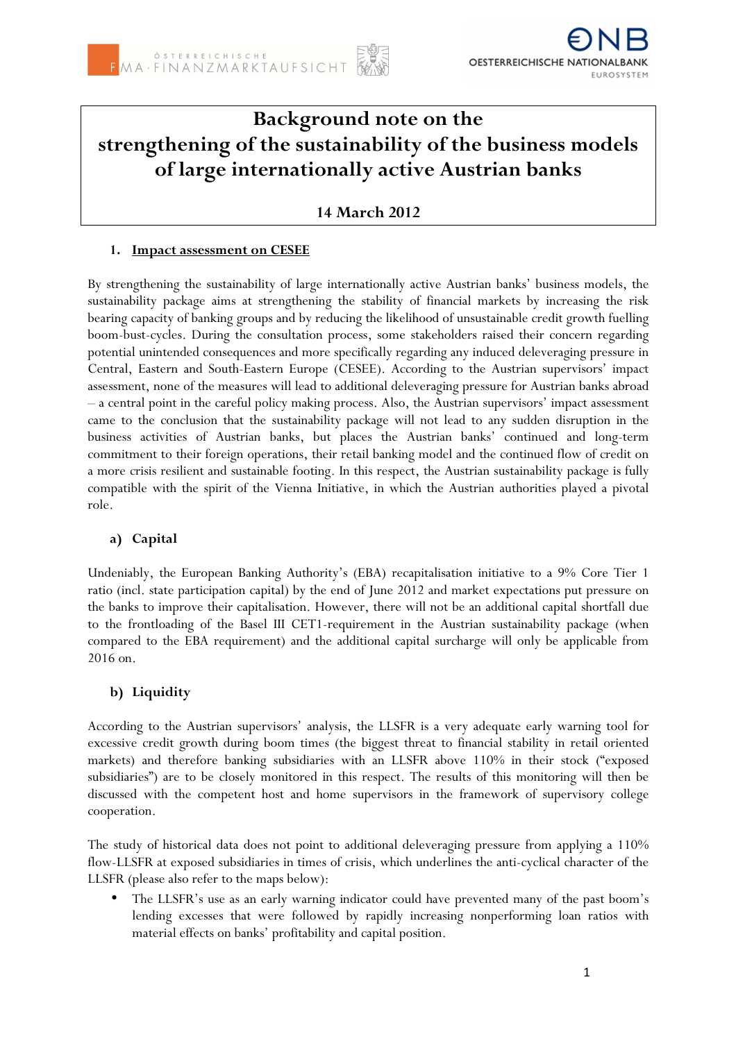# Background note on the strengthening of the sustainability of the business models of large internationally active Austrian banks

**14 March 2012**

## 1. Impact assessment on CESEE

By strengthening the sustainability of large internationally active Austrian banks' business models, the sustainability package aims at strengthening the stability of financial markets by increasing the risk bearing capacity of banking groups and by reducing the likelihood of unsustainable credit growth fuelling boom-bust-cycles. During the consultation process, some stakeholders raised their concern regarding potential unintended consequences and more specifically regarding any induced deleveraging pressure in Central, Eastern and South-Eastern Europe (CESEE). According to the Austrian supervisors' impact assessment, none of the measures will lead to additional deleveraging pressure for Austrian banks abroad – a central point in the careful policy making process. Also, the Austrian supervisors' impact assessment came to the conclusion that the sustainability package will not lead to any sudden disruption in the business activities of Austrian banks, but places the Austrian banks' continued and long-term commitment to their foreign operations, their retail banking model and the continued flow of credit on a more crisis resilient and sustainable footing. In this respect, the Austrian sustainability package is fully compatible with the spirit of the Vienna Initiative, in which the Austrian authorities played a pivotal role.

### a) Capital

Undeniably, the European Banking Authority's (EBA) recapitalisation initiative to a 9% Core Tier 1 ratio (incl. state participation capital) by the end of June 2012 and market expectations put pressure on the banks to improve their capitalisation. However, there will not be an additional capital shortfall due to the frontloading of the Basel III CET1-requirement in the Austrian sustainability package (when compared to the EBA requirement) and the additional capital surcharge will only be applicable from 2016 on.

### b) Liquidity

According to the Austrian supervisors' analysis, the LLSFR is a very adequate early warning tool for excessive credit growth during boom times (the biggest threat to financial stability in retail oriented markets) and therefore banking subsidiaries with an LLSFR above 110% in their stock ("exposed subsidiaries") are to be closely monitored in this respect. The results of this monitoring will then be discussed with the competent host and home supervisors in the framework of supervisory college cooperation.

The study of historical data does not point to additional deleveraging pressure from applying a 110% flow-LLSFR at exposed subsidiaries in times of crisis, which underlines the anti-cyclical character of the LLSFR (please also refer to the maps below):

- The LLSFR's use as an early warning indicator could have prevented many of the past boom's lending excesses that were followed by rapidly increasing nonperforming loan ratios with material effects on banks' profitability and capital position.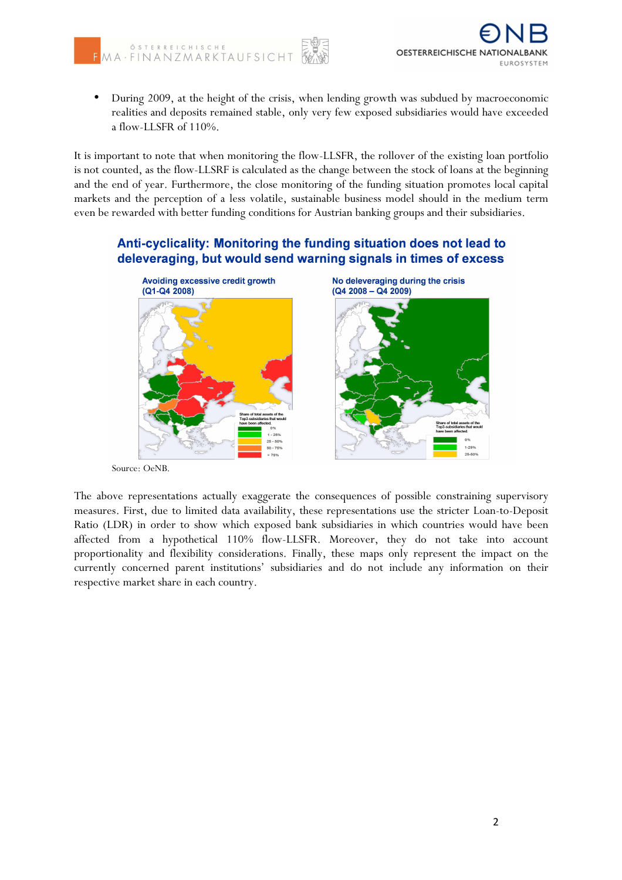- During 2009, at the height of the crisis, when lending growth was subdued by macroeconomic realities and deposits remained stable, only very few exposed subsidiaries would have exceeded a flow-LLSFR of 110%.

It is important to note that when monitoring the flow-LLSFR, the rollover of the existing loan portfolio is not counted, as the flow-LLSRF is calculated as the change between the stock of loans at the beginning and the end of year. Furthermore, the close monitoring of the funding situation promotes local capital markets and the perception of a less volatile, sustainable business model should in the medium term even be rewarded with better funding conditions for Austrian banking groups and their subsidiaries.

**Anti-cyclicality: Monitoring the funding situation does not lead to deleveraging, but would send warning signals in times of excess**

**Avoiding excessive credit growth (Q1-Q4 2008)**

Share of total assets of the Top3-subsidiaries that would have been affected:
- 0%
- 1 - 25%
- 25 - 50%
- 50 - 75%
- > 75%

**No deleveraging during the crisis (Q4 2008 – Q4 2009)**

Share of total assets of the Top3-subsidiaries that would have been affected:
- 0%
- 1-25%
- 25-50%

Source: OeNB.

The above representations actually exaggerate the consequences of possible constraining supervisory measures. First, due to limited data availability, these representations use the stricter Loan-to-Deposit Ratio (LDR) in order to show which exposed bank subsidiaries in which countries would have been affected from a hypothetical 110% flow-LLSFR. Moreover, they do not take into account proportionality and flexibility considerations. Finally, these maps only represent the impact on the currently concerned parent institutions' subsidiaries and do not include any information on their respective market share in each country.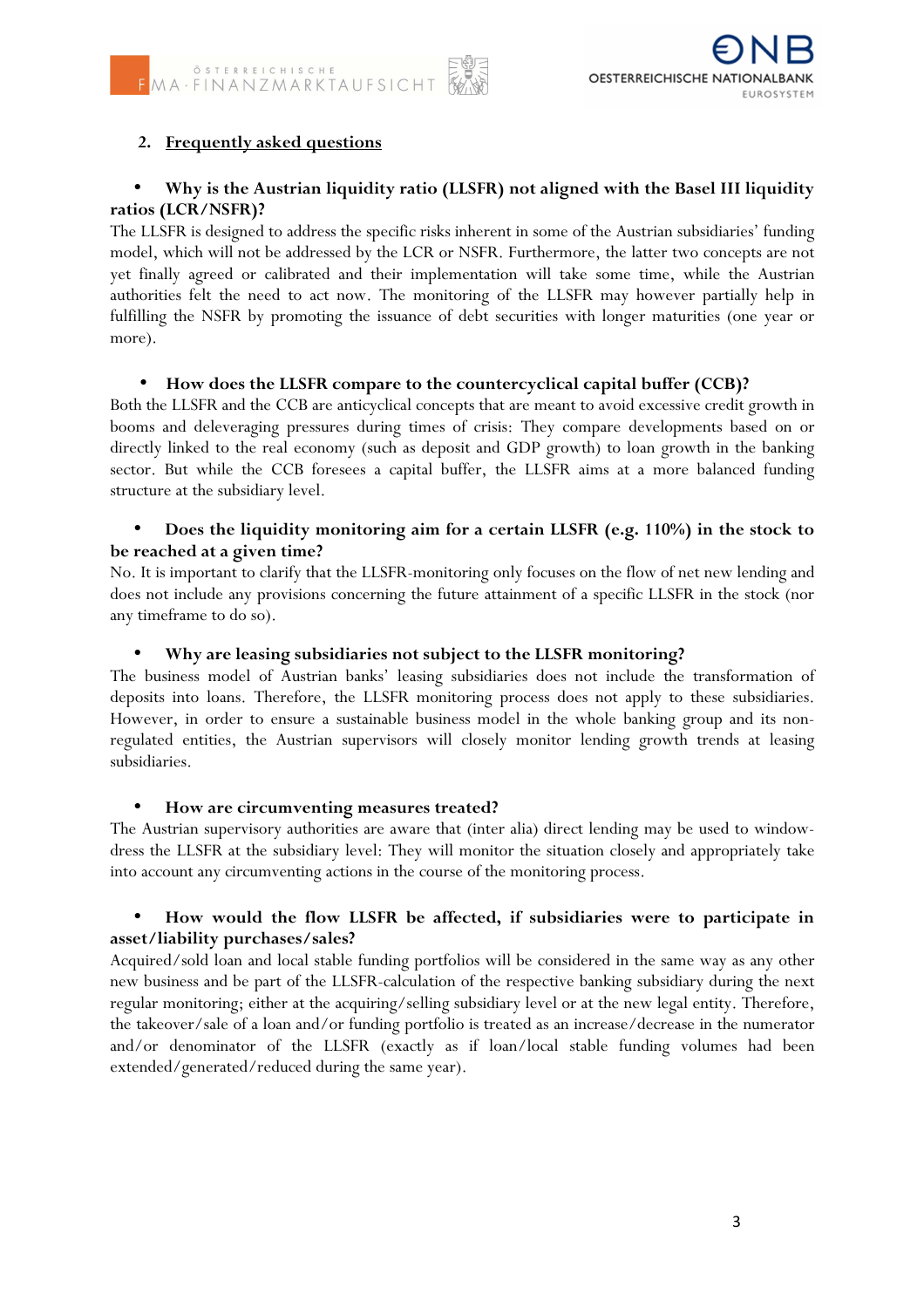## 2. Frequently asked questions

- **Why is the Austrian liquidity ratio (LLSFR) not aligned with the Basel III liquidity ratios (LCR/NSFR)?**

The LLSFR is designed to address the specific risks inherent in some of the Austrian subsidiaries' funding model, which will not be addressed by the LCR or NSFR. Furthermore, the latter two concepts are not yet finally agreed or calibrated and their implementation will take some time, while the Austrian authorities felt the need to act now. The monitoring of the LLSFR may however partially help in fulfilling the NSFR by promoting the issuance of debt securities with longer maturities (one year or more).

- **How does the LLSFR compare to the countercyclical capital buffer (CCB)?**

Both the LLSFR and the CCB are anticyclical concepts that are meant to avoid excessive credit growth in booms and deleveraging pressures during times of crisis: They compare developments based on or directly linked to the real economy (such as deposit and GDP growth) to loan growth in the banking sector. But while the CCB foresees a capital buffer, the LLSFR aims at a more balanced funding structure at the subsidiary level.

- **Does the liquidity monitoring aim for a certain LLSFR (e.g. 110%) in the stock to be reached at a given time?**

No. It is important to clarify that the LLSFR-monitoring only focuses on the flow of net new lending and does not include any provisions concerning the future attainment of a specific LLSFR in the stock (nor any timeframe to do so).

- **Why are leasing subsidiaries not subject to the LLSFR monitoring?**

The business model of Austrian banks' leasing subsidiaries does not include the transformation of deposits into loans. Therefore, the LLSFR monitoring process does not apply to these subsidiaries. However, in order to ensure a sustainable business model in the whole banking group and its non-regulated entities, the Austrian supervisors will closely monitor lending growth trends at leasing subsidiaries.

- **How are circumventing measures treated?**

The Austrian supervisory authorities are aware that (inter alia) direct lending may be used to window-dress the LLSFR at the subsidiary level: They will monitor the situation closely and appropriately take into account any circumventing actions in the course of the monitoring process.

- **How would the flow LLSFR be affected, if subsidiaries were to participate in asset/liability purchases/sales?**

Acquired/sold loan and local stable funding portfolios will be considered in the same way as any other new business and be part of the LLSFR-calculation of the respective banking subsidiary during the next regular monitoring; either at the acquiring/selling subsidiary level or at the new legal entity. Therefore, the takeover/sale of a loan and/or funding portfolio is treated as an increase/decrease in the numerator and/or denominator of the LLSFR (exactly as if loan/local stable funding volumes had been extended/generated/reduced during the same year).